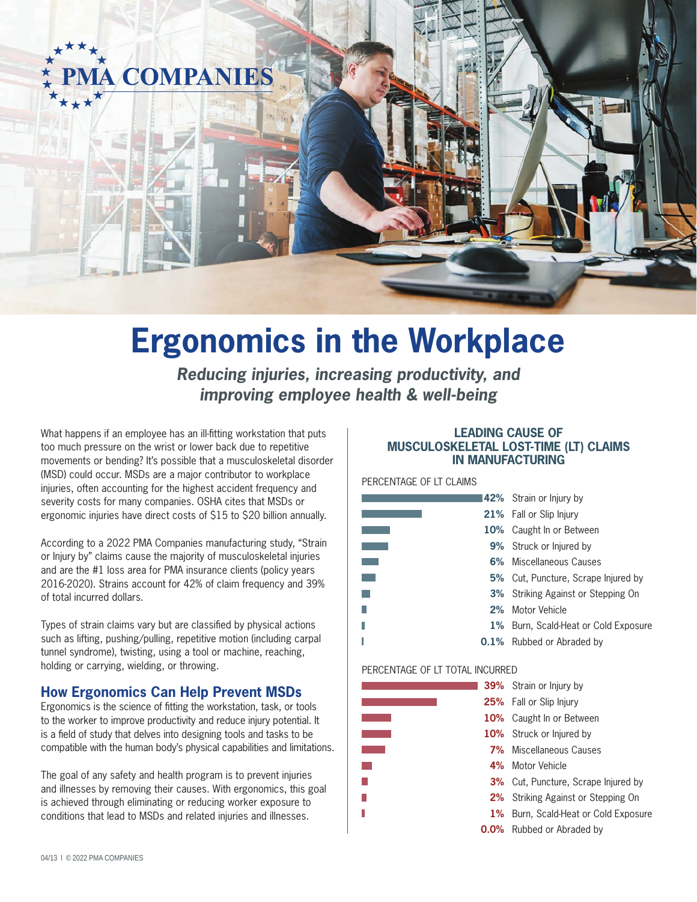PMA COMPANIES

# Ergonomics in the Workplace

***Reducing injuries, increasing productivity, and improving employee health & well-being***

What happens if an employee has an ill-fitting workstation that puts too much pressure on the wrist or lower back due to repetitive movements or bending? It's possible that a musculoskeletal disorder (MSD) could occur. MSDs are a major contributor to workplace injuries, often accounting for the highest accident frequency and severity costs for many companies. OSHA cites that MSDs or ergonomic injuries have direct costs of $15 to $20 billion annually.

According to a 2022 PMA Companies manufacturing study, "Strain or Injury by" claims cause the majority of musculoskeletal injuries and are the #1 loss area for PMA insurance clients (policy years 2016-2020). Strains account for 42% of claim frequency and 39% of total incurred dollars.

Types of strain claims vary but are classified by physical actions such as lifting, pushing/pulling, repetitive motion (including carpal tunnel syndrome), twisting, using a tool or machine, reaching, holding or carrying, wielding, or throwing.

## How Ergonomics Can Help Prevent MSDs

Ergonomics is the science of fitting the workstation, task, or tools to the worker to improve productivity and reduce injury potential. It is a field of study that delves into designing tools and tasks to be compatible with the human body's physical capabilities and limitations.

The goal of any safety and health program is to prevent injuries and illnesses by removing their causes. With ergonomics, this goal is achieved through eliminating or reducing worker exposure to conditions that lead to MSDs and related injuries and illnesses.

### LEADING CAUSE OF MUSCULOSKELETAL LOST-TIME (LT) CLAIMS IN MANUFACTURING

PERCENTAGE OF LT CLAIMS

| Percentage | Cause |
|---|---|
| 42% | Strain or Injury by |
| 21% | Fall or Slip Injury |
| 10% | Caught In or Between |
| 9% | Struck or Injured by |
| 6% | Miscellaneous Causes |
| 5% | Cut, Puncture, Scrape Injured by |
| 3% | Striking Against or Stepping On |
| 2% | Motor Vehicle |
| 1% | Burn, Scald-Heat or Cold Exposure |
| 0.1% | Rubbed or Abraded by |

PERCENTAGE OF LT TOTAL INCURRED

| Percentage | Cause |
|---|---|
| 39% | Strain or Injury by |
| 25% | Fall or Slip Injury |
| 10% | Caught In or Between |
| 10% | Struck or Injured by |
| 7% | Miscellaneous Causes |
| 4% | Motor Vehicle |
| 3% | Cut, Puncture, Scrape Injured by |
| 2% | Striking Against or Stepping On |
| 1% | Burn, Scald-Heat or Cold Exposure |
| 0.0% | Rubbed or Abraded by |

04/13 I © 2022 PMA COMPANIES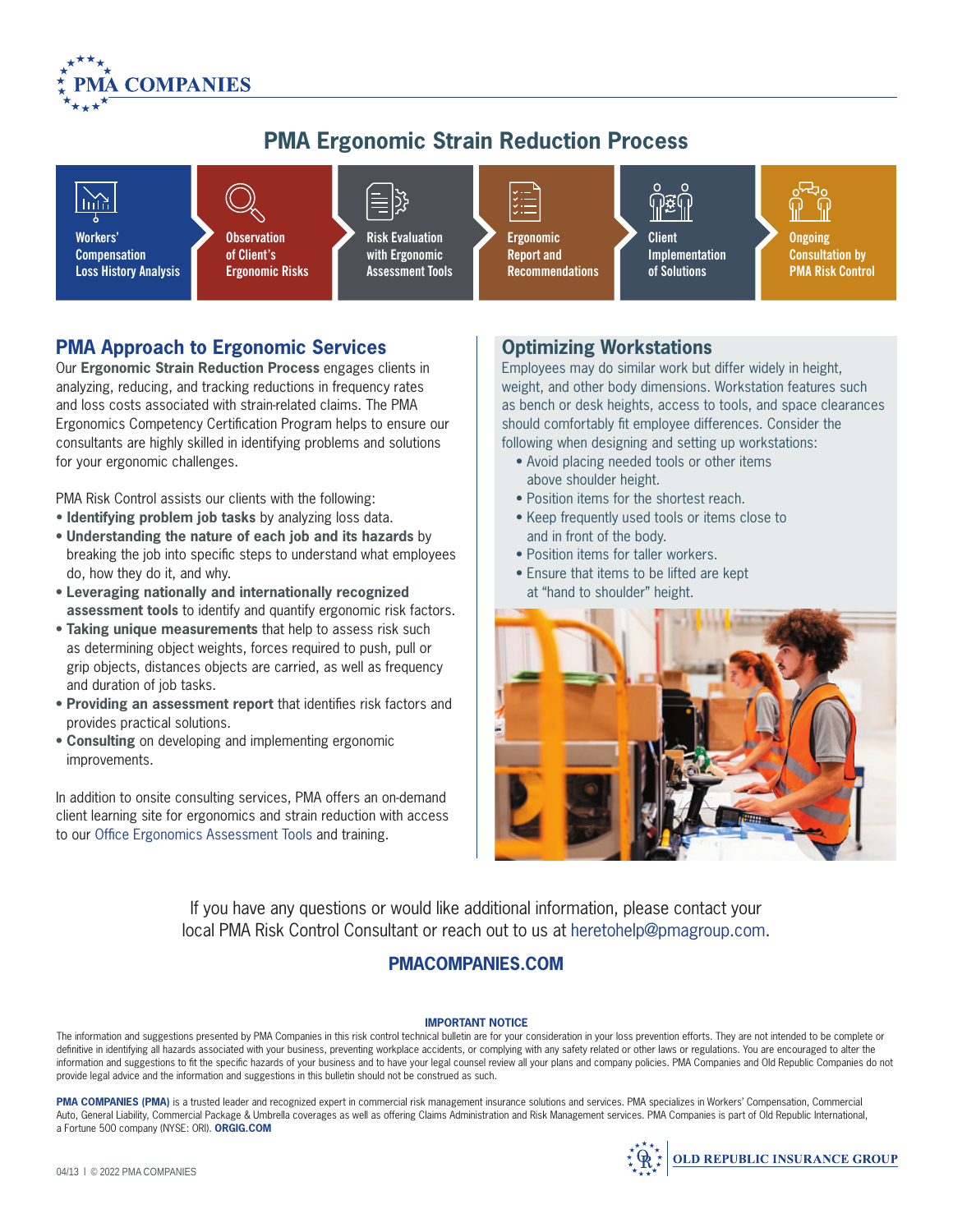# PMA Ergonomic Strain Reduction Process

- Workers' Compensation Loss History Analysis
- Observation of Client's Ergonomic Risks
- Risk Evaluation with Ergonomic Assessment Tools
- Ergonomic Report and Recommendations
- Client Implementation of Solutions
- Ongoing Consultation by PMA Risk Control

## PMA Approach to Ergonomic Services

Our **Ergonomic Strain Reduction Process** engages clients in analyzing, reducing, and tracking reductions in frequency rates and loss costs associated with strain-related claims. The PMA Ergonomics Competency Certification Program helps to ensure our consultants are highly skilled in identifying problems and solutions for your ergonomic challenges.

PMA Risk Control assists our clients with the following:

- **Identifying problem job tasks** by analyzing loss data.
- **Understanding the nature of each job and its hazards** by breaking the job into specific steps to understand what employees do, how they do it, and why.
- **Leveraging nationally and internationally recognized assessment tools** to identify and quantify ergonomic risk factors.
- **Taking unique measurements** that help to assess risk such as determining object weights, forces required to push, pull or grip objects, distances objects are carried, as well as frequency and duration of job tasks.
- **Providing an assessment report** that identifies risk factors and provides practical solutions.
- **Consulting** on developing and implementing ergonomic improvements.

In addition to onsite consulting services, PMA offers an on-demand client learning site for ergonomics and strain reduction with access to our Office Ergonomics Assessment Tools and training.

## Optimizing Workstations

Employees may do similar work but differ widely in height, weight, and other body dimensions. Workstation features such as bench or desk heights, access to tools, and space clearances should comfortably fit employee differences. Consider the following when designing and setting up workstations:

- Avoid placing needed tools or other items above shoulder height.
- Position items for the shortest reach.
- Keep frequently used tools or items close to and in front of the body.
- Position items for taller workers.
- Ensure that items to be lifted are kept at "hand to shoulder" height.

If you have any questions or would like additional information, please contact your local PMA Risk Control Consultant or reach out to us at heretohelp@pmagroup.com.

**PMACOMPANIES.COM**

**IMPORTANT NOTICE**

The information and suggestions presented by PMA Companies in this risk control technical bulletin are for your consideration in your loss prevention efforts. They are not intended to be complete or definitive in identifying all hazards associated with your business, preventing workplace accidents, or complying with any safety related or other laws or regulations. You are encouraged to alter the information and suggestions to fit the specific hazards of your business and to have your legal counsel review all your plans and company policies. PMA Companies and Old Republic Companies do not provide legal advice and the information and suggestions in this bulletin should not be construed as such.

**PMA COMPANIES (PMA)** is a trusted leader and recognized expert in commercial risk management insurance solutions and services. PMA specializes in Workers' Compensation, Commercial Auto, General Liability, Commercial Package & Umbrella coverages as well as offering Claims Administration and Risk Management services. PMA Companies is part of Old Republic International, a Fortune 500 company (NYSE: ORI). **ORGIG.COM**

04/13 | © 2022 PMA COMPANIES